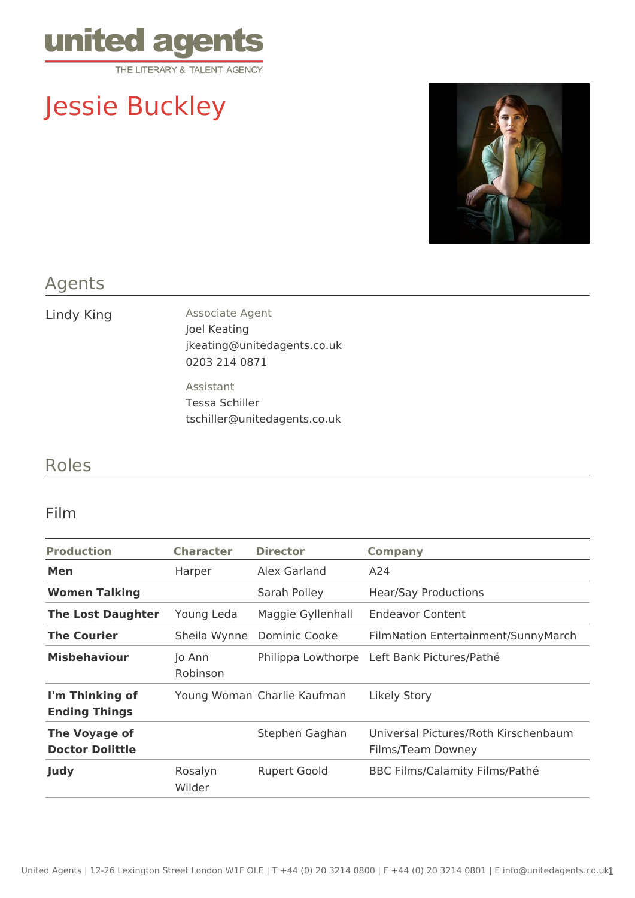united agents
THE LITERARY & TALENT AGENCY

# Jessie Buckley

## Agents

Lindy King

Associate Agent
Joel Keating
jkeating@unitedagents.co.uk
0203 214 0871

Assistant
Tessa Schiller
tschiller@unitedagents.co.uk

## Roles

### Film

| Production | Character | Director | Company |
|---|---|---|---|
| **Men** | Harper | Alex Garland | A24 |
| **Women Talking** | | Sarah Polley | Hear/Say Productions |
| **The Lost Daughter** | Young Leda | Maggie Gyllenhall | Endeavor Content |
| **The Courier** | Sheila Wynne | Dominic Cooke | FilmNation Entertainment/SunnyMarch |
| **Misbehaviour** | Jo Ann Robinson | Philippa Lowthorpe | Left Bank Pictures/Pathé |
| **I'm Thinking of Ending Things** | Young Woman | Charlie Kaufman | Likely Story |
| **The Voyage of Doctor Dolittle** | | Stephen Gaghan | Universal Pictures/Roth Kirschenbaum Films/Team Downey |
| **Judy** | Rosalyn Wilder | Rupert Goold | BBC Films/Calamity Films/Pathé |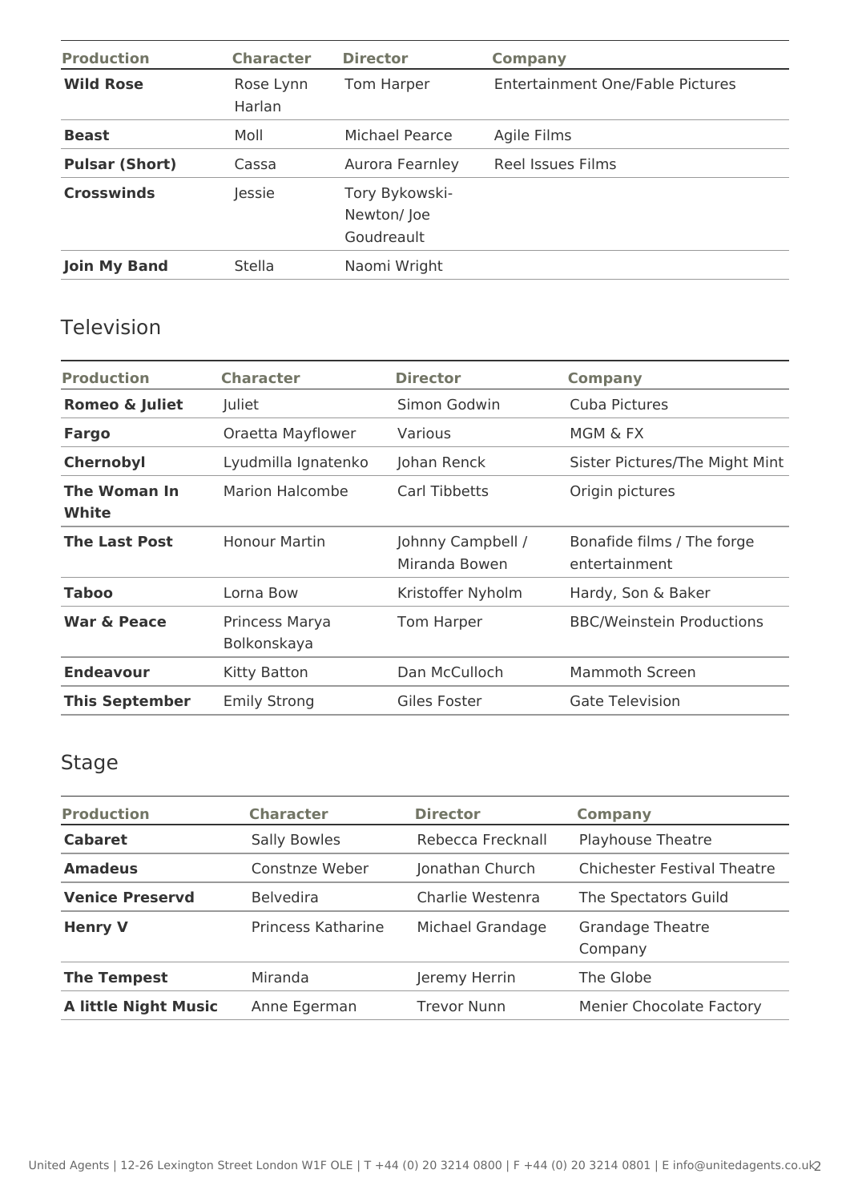| Production | Character | Director | Company |
|---|---|---|---|
| **Wild Rose** | Rose Lynn Harlan | Tom Harper | Entertainment One/Fable Pictures |
| **Beast** | Moll | Michael Pearce | Agile Films |
| **Pulsar (Short)** | Cassa | Aurora Fearnley | Reel Issues Films |
| **Crosswinds** | Jessie | Tory Bykowski-Newton/ Joe Goudreault | |
| **Join My Band** | Stella | Naomi Wright | |

## Television

| Production | Character | Director | Company |
|---|---|---|---|
| **Romeo & Juliet** | Juliet | Simon Godwin | Cuba Pictures |
| **Fargo** | Oraetta Mayflower | Various | MGM & FX |
| **Chernobyl** | Lyudmilla Ignatenko | Johan Renck | Sister Pictures/The Might Mint |
| **The Woman In White** | Marion Halcombe | Carl Tibbetts | Origin pictures |
| **The Last Post** | Honour Martin | Johnny Campbell / Miranda Bowen | Bonafide films / The forge entertainment |
| **Taboo** | Lorna Bow | Kristoffer Nyholm | Hardy, Son & Baker |
| **War & Peace** | Princess Marya Bolkonskaya | Tom Harper | BBC/Weinstein Productions |
| **Endeavour** | Kitty Batton | Dan McCulloch | Mammoth Screen |
| **This September** | Emily Strong | Giles Foster | Gate Television |

## Stage

| Production | Character | Director | Company |
|---|---|---|---|
| **Cabaret** | Sally Bowles | Rebecca Frecknall | Playhouse Theatre |
| **Amadeus** | Constnze Weber | Jonathan Church | Chichester Festival Theatre |
| **Venice Preservd** | Belvedira | Charlie Westenra | The Spectators Guild |
| **Henry V** | Princess Katharine | Michael Grandage | Grandage Theatre Company |
| **The Tempest** | Miranda | Jeremy Herrin | The Globe |
| **A little Night Music** | Anne Egerman | Trevor Nunn | Menier Chocolate Factory |

United Agents | 12-26 Lexington Street London W1F OLE | T +44 (0) 20 3214 0800 | F +44 (0) 20 3214 0801 | E info@unitedagents.co.uk